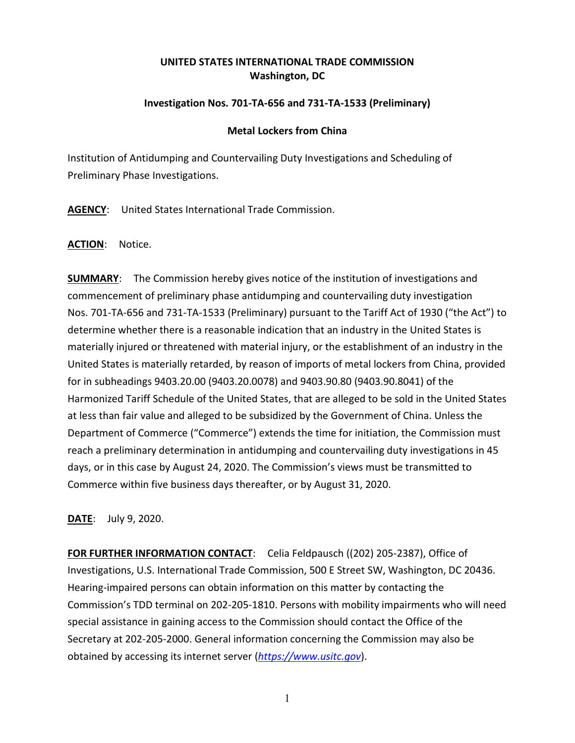**UNITED STATES INTERNATIONAL TRADE COMMISSION**
**Washington, DC**

**Investigation Nos. 701-TA-656 and 731-TA-1533 (Preliminary)**

**Metal Lockers from China**

Institution of Antidumping and Countervailing Duty Investigations and Scheduling of Preliminary Phase Investigations.

**AGENCY**: United States International Trade Commission.

**ACTION**: Notice.

**SUMMARY**: The Commission hereby gives notice of the institution of investigations and commencement of preliminary phase antidumping and countervailing duty investigation Nos. 701-TA-656 and 731-TA-1533 (Preliminary) pursuant to the Tariff Act of 1930 ("the Act") to determine whether there is a reasonable indication that an industry in the United States is materially injured or threatened with material injury, or the establishment of an industry in the United States is materially retarded, by reason of imports of metal lockers from China, provided for in subheadings 9403.20.00 (9403.20.0078) and 9403.90.80 (9403.90.8041) of the Harmonized Tariff Schedule of the United States, that are alleged to be sold in the United States at less than fair value and alleged to be subsidized by the Government of China. Unless the Department of Commerce ("Commerce") extends the time for initiation, the Commission must reach a preliminary determination in antidumping and countervailing duty investigations in 45 days, or in this case by August 24, 2020. The Commission's views must be transmitted to Commerce within five business days thereafter, or by August 31, 2020.

**DATE**: July 9, 2020.

**FOR FURTHER INFORMATION CONTACT**: Celia Feldpausch ((202) 205-2387), Office of Investigations, U.S. International Trade Commission, 500 E Street SW, Washington, DC 20436. Hearing-impaired persons can obtain information on this matter by contacting the Commission's TDD terminal on 202-205-1810. Persons with mobility impairments who will need special assistance in gaining access to the Commission should contact the Office of the Secretary at 202-205-2000. General information concerning the Commission may also be obtained by accessing its internet server (*https://www.usitc.gov*).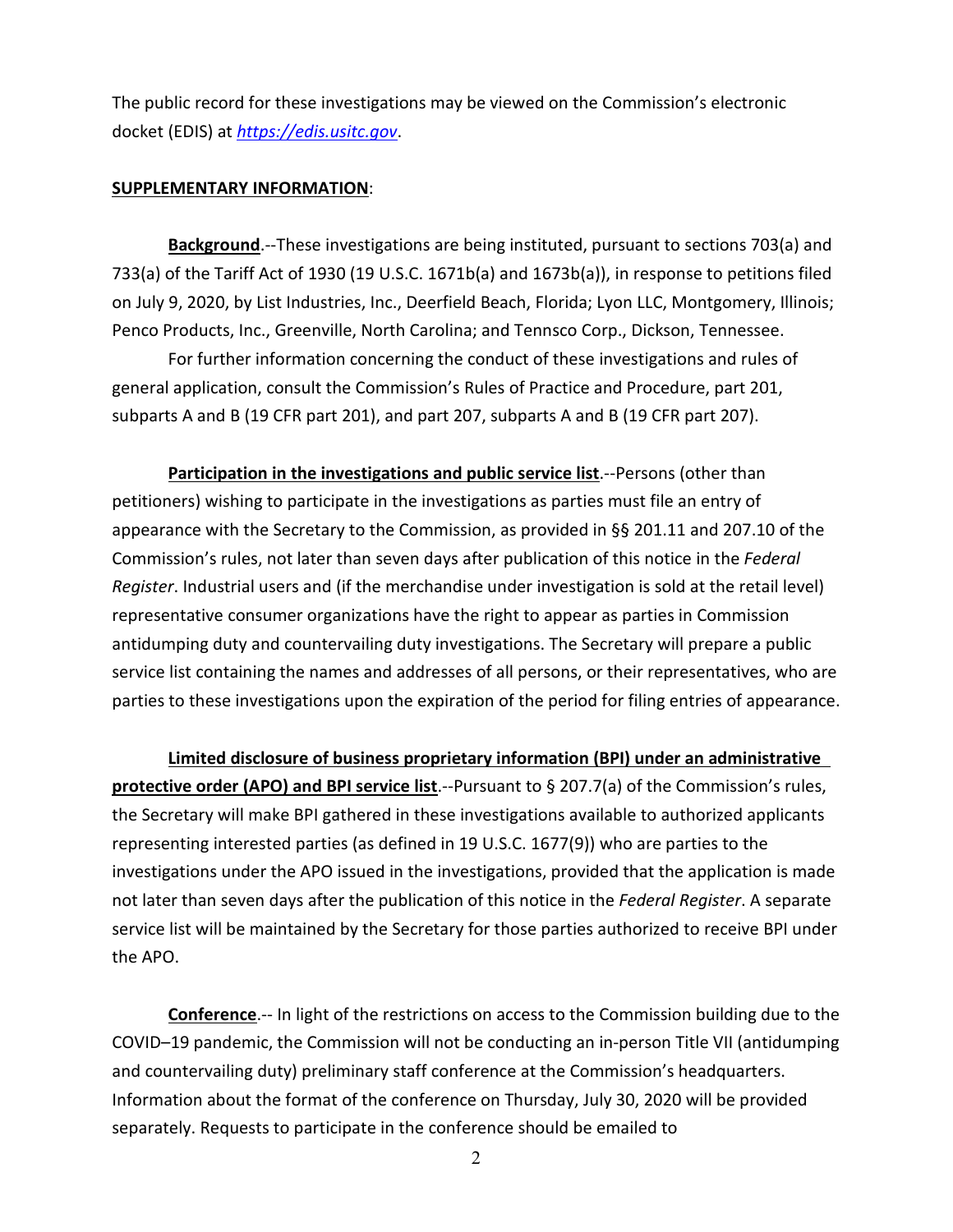The public record for these investigations may be viewed on the Commission's electronic docket (EDIS) at *https://edis.usitc.gov*.

**SUPPLEMENTARY INFORMATION**:

**Background**.--These investigations are being instituted, pursuant to sections 703(a) and 733(a) of the Tariff Act of 1930 (19 U.S.C. 1671b(a) and 1673b(a)), in response to petitions filed on July 9, 2020, by List Industries, Inc., Deerfield Beach, Florida; Lyon LLC, Montgomery, Illinois; Penco Products, Inc., Greenville, North Carolina; and Tennsco Corp., Dickson, Tennessee.

For further information concerning the conduct of these investigations and rules of general application, consult the Commission's Rules of Practice and Procedure, part 201, subparts A and B (19 CFR part 201), and part 207, subparts A and B (19 CFR part 207).

**Participation in the investigations and public service list**.--Persons (other than petitioners) wishing to participate in the investigations as parties must file an entry of appearance with the Secretary to the Commission, as provided in §§ 201.11 and 207.10 of the Commission's rules, not later than seven days after publication of this notice in the *Federal Register*. Industrial users and (if the merchandise under investigation is sold at the retail level) representative consumer organizations have the right to appear as parties in Commission antidumping duty and countervailing duty investigations. The Secretary will prepare a public service list containing the names and addresses of all persons, or their representatives, who are parties to these investigations upon the expiration of the period for filing entries of appearance.

**Limited disclosure of business proprietary information (BPI) under an administrative protective order (APO) and BPI service list**.--Pursuant to § 207.7(a) of the Commission's rules, the Secretary will make BPI gathered in these investigations available to authorized applicants representing interested parties (as defined in 19 U.S.C. 1677(9)) who are parties to the investigations under the APO issued in the investigations, provided that the application is made not later than seven days after the publication of this notice in the *Federal Register*. A separate service list will be maintained by the Secretary for those parties authorized to receive BPI under the APO.

**Conference**.-- In light of the restrictions on access to the Commission building due to the COVID–19 pandemic, the Commission will not be conducting an in-person Title VII (antidumping and countervailing duty) preliminary staff conference at the Commission's headquarters. Information about the format of the conference on Thursday, July 30, 2020 will be provided separately. Requests to participate in the conference should be emailed to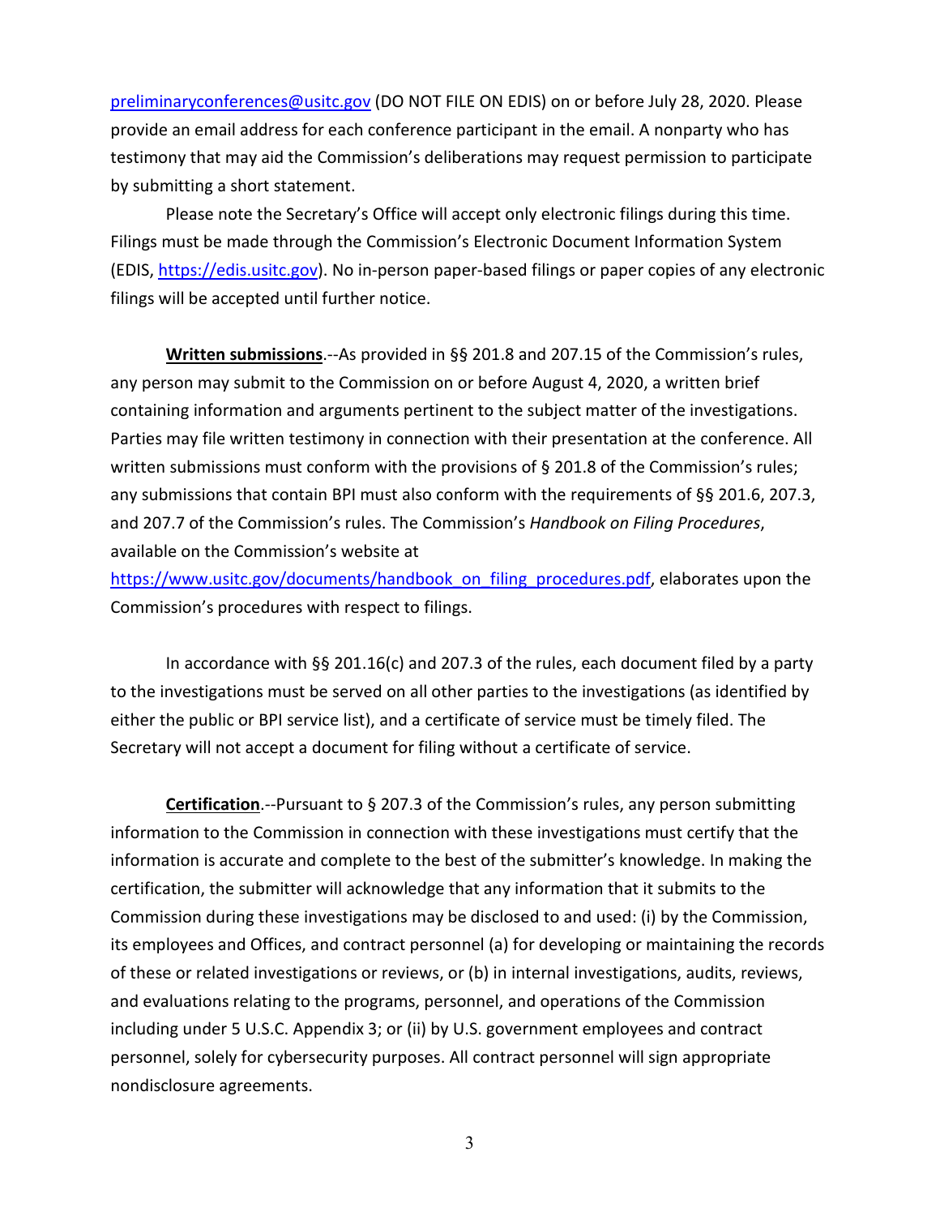preliminaryconferences@usitc.gov (DO NOT FILE ON EDIS) on or before July 28, 2020. Please provide an email address for each conference participant in the email. A nonparty who has testimony that may aid the Commission's deliberations may request permission to participate by submitting a short statement.

Please note the Secretary's Office will accept only electronic filings during this time. Filings must be made through the Commission's Electronic Document Information System (EDIS, https://edis.usitc.gov). No in-person paper-based filings or paper copies of any electronic filings will be accepted until further notice.

**Written submissions**.--As provided in §§ 201.8 and 207.15 of the Commission's rules, any person may submit to the Commission on or before August 4, 2020, a written brief containing information and arguments pertinent to the subject matter of the investigations. Parties may file written testimony in connection with their presentation at the conference. All written submissions must conform with the provisions of § 201.8 of the Commission's rules; any submissions that contain BPI must also conform with the requirements of §§ 201.6, 207.3, and 207.7 of the Commission's rules. The Commission's *Handbook on Filing Procedures*, available on the Commission's website at https://www.usitc.gov/documents/handbook_on_filing_procedures.pdf, elaborates upon the Commission's procedures with respect to filings.

In accordance with §§ 201.16(c) and 207.3 of the rules, each document filed by a party to the investigations must be served on all other parties to the investigations (as identified by either the public or BPI service list), and a certificate of service must be timely filed. The Secretary will not accept a document for filing without a certificate of service.

**Certification**.--Pursuant to § 207.3 of the Commission's rules, any person submitting information to the Commission in connection with these investigations must certify that the information is accurate and complete to the best of the submitter's knowledge. In making the certification, the submitter will acknowledge that any information that it submits to the Commission during these investigations may be disclosed to and used: (i) by the Commission, its employees and Offices, and contract personnel (a) for developing or maintaining the records of these or related investigations or reviews, or (b) in internal investigations, audits, reviews, and evaluations relating to the programs, personnel, and operations of the Commission including under 5 U.S.C. Appendix 3; or (ii) by U.S. government employees and contract personnel, solely for cybersecurity purposes. All contract personnel will sign appropriate nondisclosure agreements.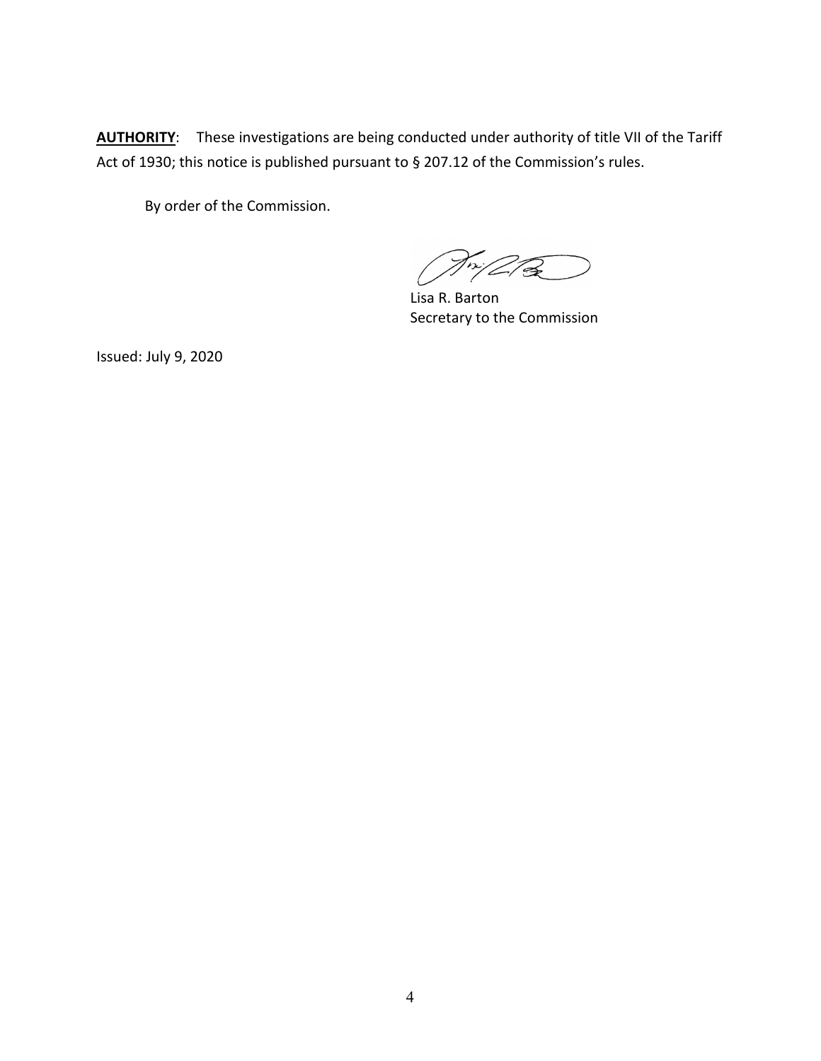**AUTHORITY**: These investigations are being conducted under authority of title VII of the Tariff Act of 1930; this notice is published pursuant to § 207.12 of the Commission's rules.

By order of the Commission.

Lisa R. Barton
Secretary to the Commission

Issued: July 9, 2020